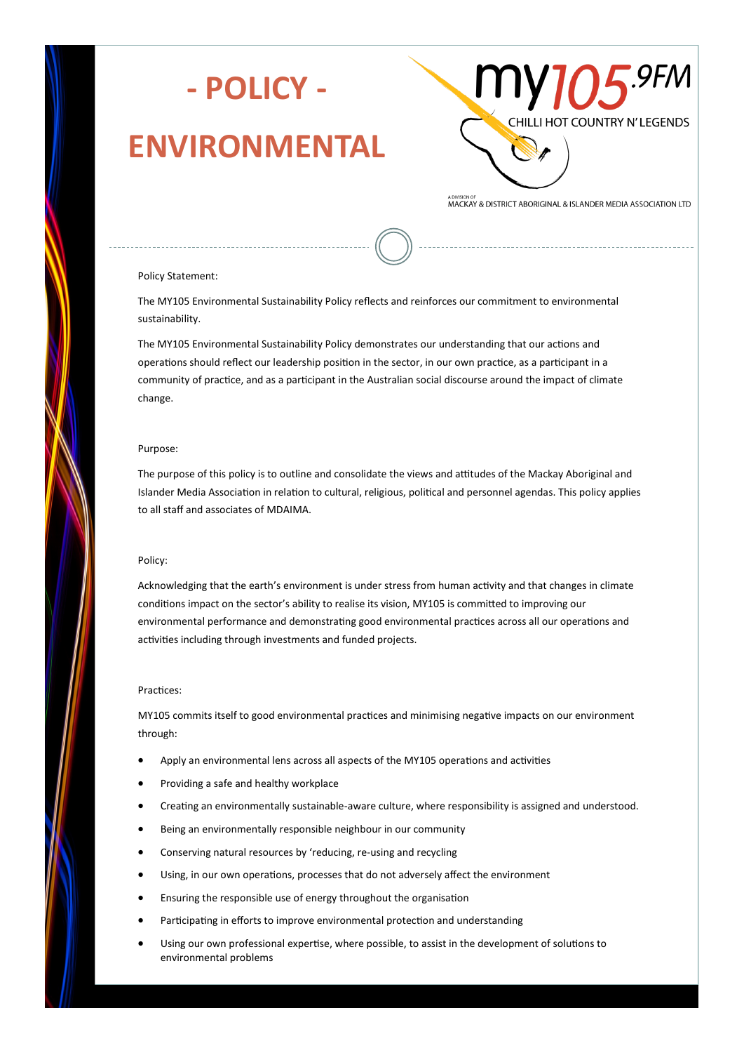# - POLICY -

# ENVIRONMENTAL

my105.9FM

CHILLI HOT COUNTRY N' LEGENDS

A DIVISION OF
MACKAY & DISTRICT ABORIGINAL & ISLANDER MEDIA ASSOCIATION LTD

Policy Statement:

The MY105 Environmental Sustainability Policy reflects and reinforces our commitment to environmental sustainability.

The MY105 Environmental Sustainability Policy demonstrates our understanding that our actions and operations should reflect our leadership position in the sector, in our own practice, as a participant in a community of practice, and as a participant in the Australian social discourse around the impact of climate change.

Purpose:

The purpose of this policy is to outline and consolidate the views and attitudes of the Mackay Aboriginal and Islander Media Association in relation to cultural, religious, political and personnel agendas. This policy applies to all staff and associates of MDAIMA.

Policy:

Acknowledging that the earth's environment is under stress from human activity and that changes in climate conditions impact on the sector's ability to realise its vision, MY105 is committed to improving our environmental performance and demonstrating good environmental practices across all our operations and activities including through investments and funded projects.

Practices:

MY105 commits itself to good environmental practices and minimising negative impacts on our environment through:

- Apply an environmental lens across all aspects of the MY105 operations and activities
- Providing a safe and healthy workplace
- Creating an environmentally sustainable-aware culture, where responsibility is assigned and understood.
- Being an environmentally responsible neighbour in our community
- Conserving natural resources by 'reducing, re-using and recycling
- Using, in our own operations, processes that do not adversely affect the environment
- Ensuring the responsible use of energy throughout the organisation
- Participating in efforts to improve environmental protection and understanding
- Using our own professional expertise, where possible, to assist in the development of solutions to environmental problems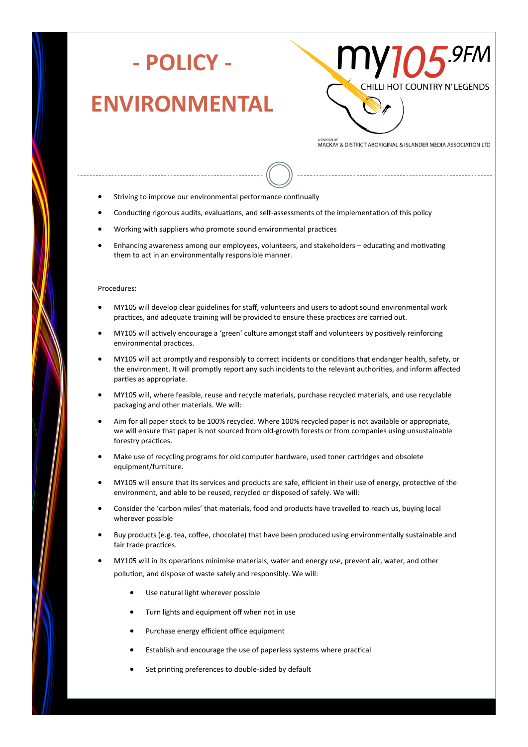# - POLICY -

# ENVIRONMENTAL

my105.9FM
CHILLI HOT COUNTRY N' LEGENDS

A DIVISION OF
MACKAY & DISTRICT ABORIGINAL & ISLANDER MEDIA ASSOCIATION LTD

- Striving to improve our environmental performance continually
- Conducting rigorous audits, evaluations, and self-assessments of the implementation of this policy
- Working with suppliers who promote sound environmental practices
- Enhancing awareness among our employees, volunteers, and stakeholders – educating and motivating them to act in an environmentally responsible manner.

Procedures:

- MY105 will develop clear guidelines for staff, volunteers and users to adopt sound environmental work practices, and adequate training will be provided to ensure these practices are carried out.
- MY105 will actively encourage a 'green' culture amongst staff and volunteers by positively reinforcing environmental practices.
- MY105 will act promptly and responsibly to correct incidents or conditions that endanger health, safety, or the environment. It will promptly report any such incidents to the relevant authorities, and inform affected parties as appropriate.
- MY105 will, where feasible, reuse and recycle materials, purchase recycled materials, and use recyclable packaging and other materials. We will:
- Aim for all paper stock to be 100% recycled. Where 100% recycled paper is not available or appropriate, we will ensure that paper is not sourced from old-growth forests or from companies using unsustainable forestry practices.
- Make use of recycling programs for old computer hardware, used toner cartridges and obsolete equipment/furniture.
- MY105 will ensure that its services and products are safe, efficient in their use of energy, protective of the environment, and able to be reused, recycled or disposed of safely. We will:
- Consider the 'carbon miles' that materials, food and products have travelled to reach us, buying local wherever possible
- Buy products (e.g. tea, coffee, chocolate) that have been produced using environmentally sustainable and fair trade practices.
- MY105 will in its operations minimise materials, water and energy use, prevent air, water, and other pollution, and dispose of waste safely and responsibly. We will:
  - Use natural light wherever possible
  - Turn lights and equipment off when not in use
  - Purchase energy efficient office equipment
  - Establish and encourage the use of paperless systems where practical
  - Set printing preferences to double-sided by default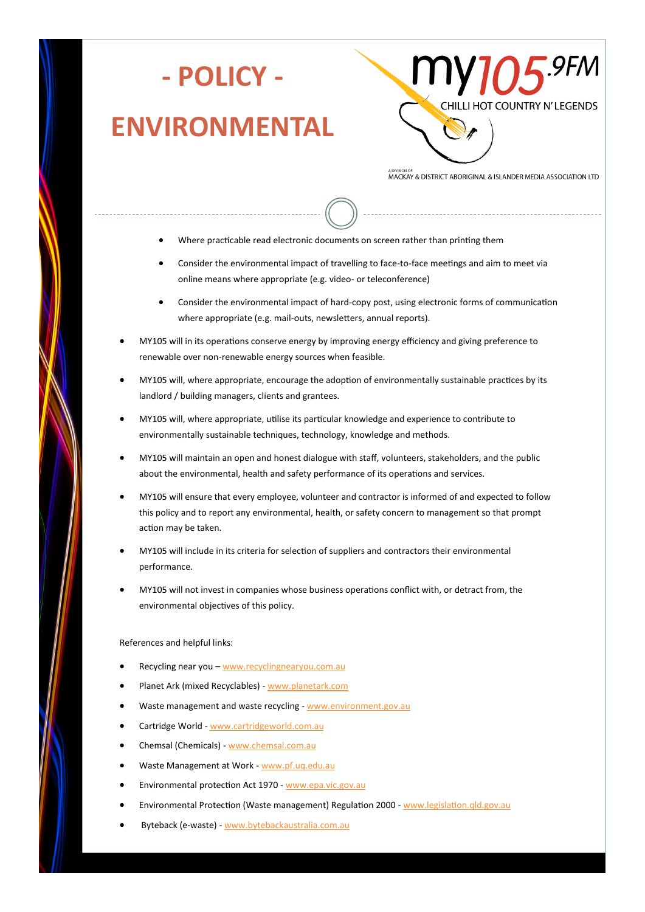// - POLICY -

// ENVIRONMENTAL

my105.9FM

CHILLI HOT COUNTRY N' LEGENDS

A DIVISION OF
MACKAY & DISTRICT ABORIGINAL & ISLANDER MEDIA ASSOCIATION LTD

- Where practicable read electronic documents on screen rather than printing them
- Consider the environmental impact of travelling to face-to-face meetings and aim to meet via online means where appropriate (e.g. video- or teleconference)
- Consider the environmental impact of hard-copy post, using electronic forms of communication where appropriate (e.g. mail-outs, newsletters, annual reports).

- MY105 will in its operations conserve energy by improving energy efficiency and giving preference to renewable over non-renewable energy sources when feasible.
- MY105 will, where appropriate, encourage the adoption of environmentally sustainable practices by its landlord / building managers, clients and grantees.
- MY105 will, where appropriate, utilise its particular knowledge and experience to contribute to environmentally sustainable techniques, technology, knowledge and methods.
- MY105 will maintain an open and honest dialogue with staff, volunteers, stakeholders, and the public about the environmental, health and safety performance of its operations and services.
- MY105 will ensure that every employee, volunteer and contractor is informed of and expected to follow this policy and to report any environmental, health, or safety concern to management so that prompt action may be taken.
- MY105 will include in its criteria for selection of suppliers and contractors their environmental performance.
- MY105 will not invest in companies whose business operations conflict with, or detract from, the environmental objectives of this policy.

References and helpful links:

- Recycling near you – www.recyclingnearyou.com.au
- Planet Ark (mixed Recyclables) - www.planetark.com
- Waste management and waste recycling - www.environment.gov.au
- Cartridge World - www.cartridgeworld.com.au
- Chemsal (Chemicals) - www.chemsal.com.au
- Waste Management at Work - www.pf.uq.edu.au
- Environmental protection Act 1970 - www.epa.vic.gov.au
- Environmental Protection (Waste management) Regulation 2000 - www.legislation.qld.gov.au
- Byteback (e-waste) - www.bytebackaustralia.com.au